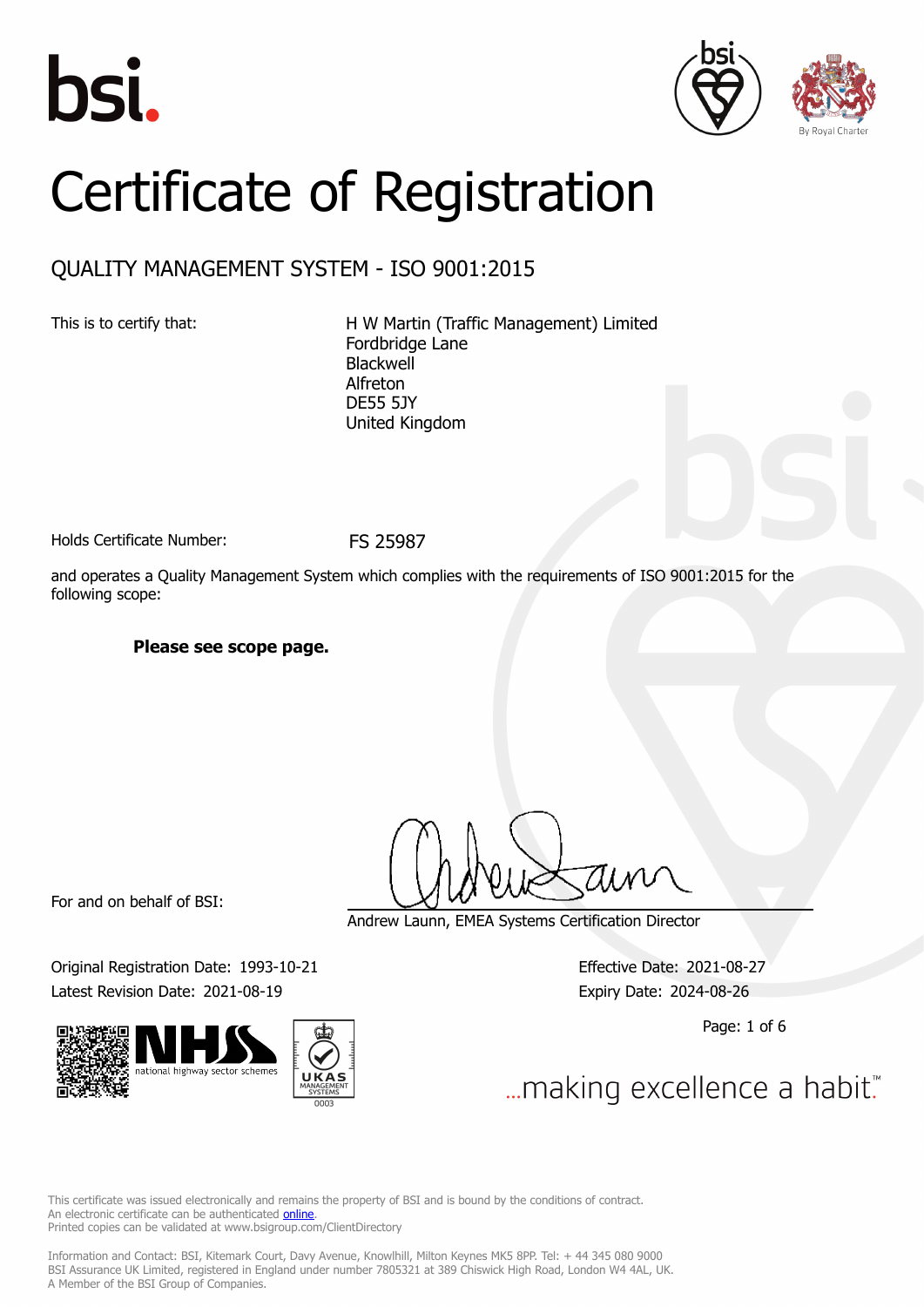bsi.

# Certificate of Registration

## QUALITY MANAGEMENT SYSTEM - ISO 9001:2015

This is to certify that:

H W Martin (Traffic Management) Limited
Fordbridge Lane
Blackwell
Alfreton
DE55 5JY
United Kingdom

Holds Certificate Number: FS 25987

and operates a Quality Management System which complies with the requirements of ISO 9001:2015 for the following scope:

**Please see scope page.**

For and on behalf of BSI:

Andrew Launn, EMEA Systems Certification Director

Original Registration Date: 1993-10-21

Latest Revision Date: 2021-08-19

Effective Date: 2021-08-27

Expiry Date: 2024-08-26

...making excellence a habit.™

This certificate was issued electronically and remains the property of BSI and is bound by the conditions of contract.
An electronic certificate can be authenticated online.
Printed copies can be validated at www.bsigroup.com/ClientDirectory

Information and Contact: BSI, Kitemark Court, Davy Avenue, Knowlhill, Milton Keynes MK5 8PP. Tel: + 44 345 080 9000
BSI Assurance UK Limited, registered in England under number 7805321 at 389 Chiswick High Road, London W4 4AL, UK.
A Member of the BSI Group of Companies.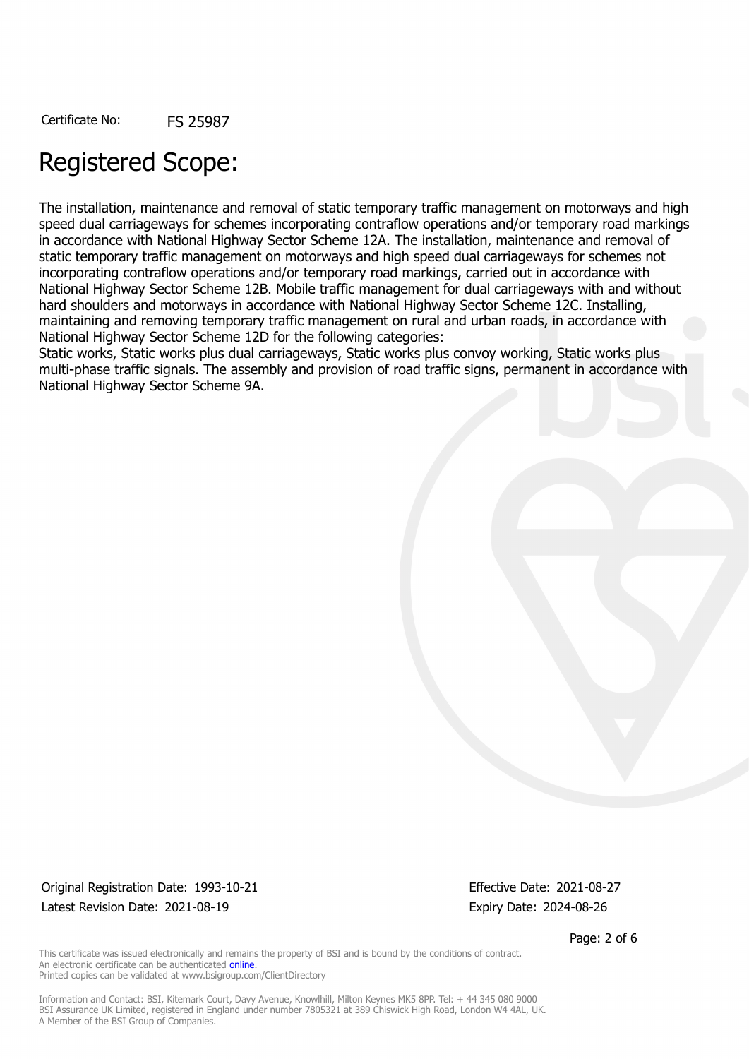Certificate No: FS 25987

# Registered Scope:

The installation, maintenance and removal of static temporary traffic management on motorways and high speed dual carriageways for schemes incorporating contraflow operations and/or temporary road markings in accordance with National Highway Sector Scheme 12A. The installation, maintenance and removal of static temporary traffic management on motorways and high speed dual carriageways for schemes not incorporating contraflow operations and/or temporary road markings, carried out in accordance with National Highway Sector Scheme 12B. Mobile traffic management for dual carriageways with and without hard shoulders and motorways in accordance with National Highway Sector Scheme 12C. Installing, maintaining and removing temporary traffic management on rural and urban roads, in accordance with National Highway Sector Scheme 12D for the following categories:
Static works, Static works plus dual carriageways, Static works plus convoy working, Static works plus multi-phase traffic signals. The assembly and provision of road traffic signs, permanent in accordance with National Highway Sector Scheme 9A.

Original Registration Date: 1993-10-21
Latest Revision Date: 2021-08-19

Effective Date: 2021-08-27
Expiry Date: 2024-08-26

This certificate was issued electronically and remains the property of BSI and is bound by the conditions of contract.
An electronic certificate can be authenticated online.
Printed copies can be validated at www.bsigroup.com/ClientDirectory

Information and Contact: BSI, Kitemark Court, Davy Avenue, Knowlhill, Milton Keynes MK5 8PP. Tel: + 44 345 080 9000
BSI Assurance UK Limited, registered in England under number 7805321 at 389 Chiswick High Road, London W4 4AL, UK.
A Member of the BSI Group of Companies.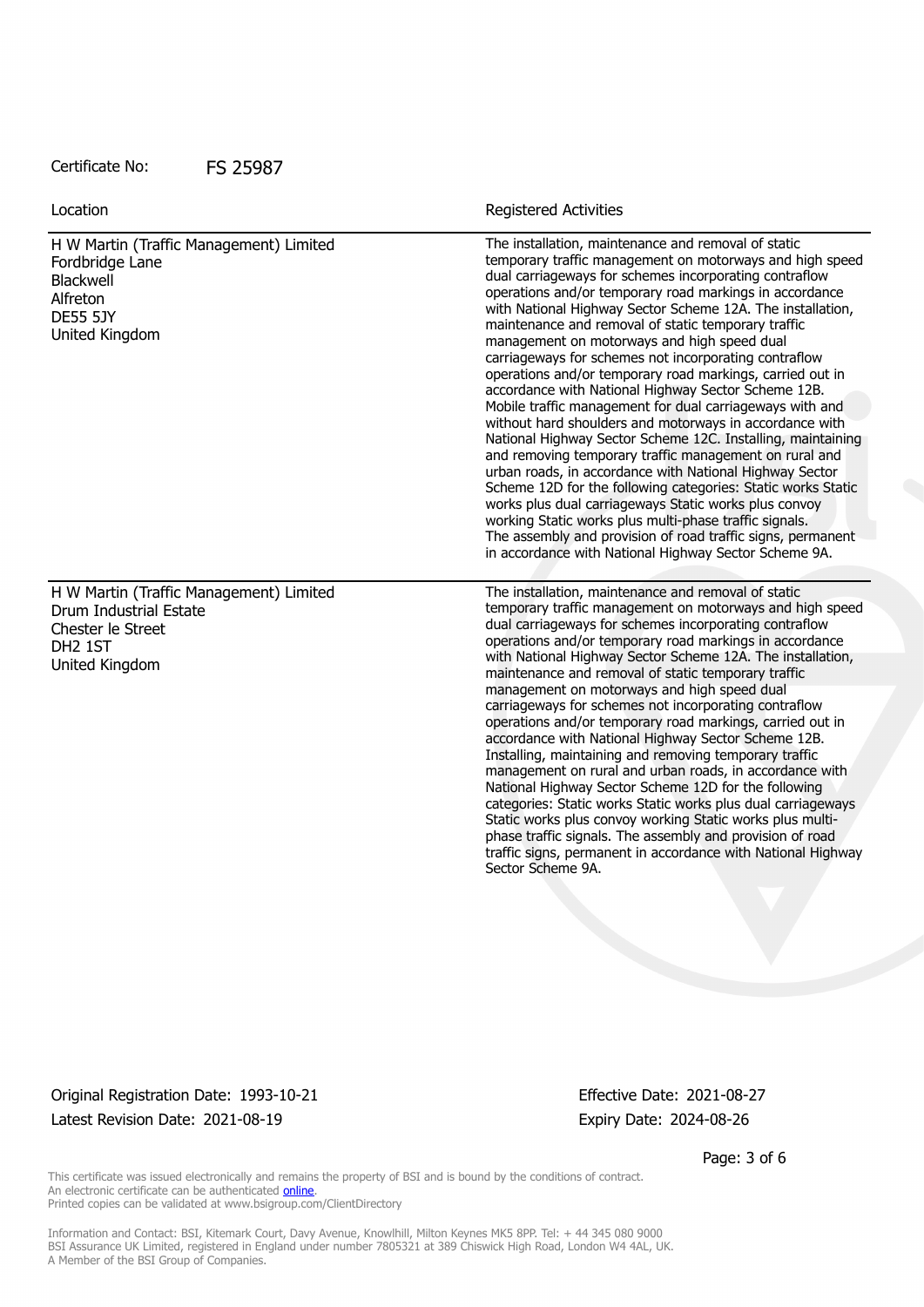Certificate No: FS 25987

| Location | Registered Activities |
| --- | --- |
| H W Martin (Traffic Management) Limited<br>Fordbridge Lane<br>Blackwell<br>Alfreton<br>DE55 5JY<br>United Kingdom | The installation, maintenance and removal of static temporary traffic management on motorways and high speed dual carriageways for schemes incorporating contraflow operations and/or temporary road markings in accordance with National Highway Sector Scheme 12A. The installation, maintenance and removal of static temporary traffic management on motorways and high speed dual carriageways for schemes not incorporating contraflow operations and/or temporary road markings, carried out in accordance with National Highway Sector Scheme 12B. Mobile traffic management for dual carriageways with and without hard shoulders and motorways in accordance with National Highway Sector Scheme 12C. Installing, maintaining and removing temporary traffic management on rural and urban roads, in accordance with National Highway Sector Scheme 12D for the following categories: Static works Static works plus dual carriageways Static works plus convoy working Static works plus multi-phase traffic signals.<br>The assembly and provision of road traffic signs, permanent in accordance with National Highway Sector Scheme 9A. |
| H W Martin (Traffic Management) Limited<br>Drum Industrial Estate<br>Chester le Street<br>DH2 1ST<br>United Kingdom | The installation, maintenance and removal of static temporary traffic management on motorways and high speed dual carriageways for schemes incorporating contraflow operations and/or temporary road markings in accordance with National Highway Sector Scheme 12A. The installation, maintenance and removal of static temporary traffic management on motorways and high speed dual carriageways for schemes not incorporating contraflow operations and/or temporary road markings, carried out in accordance with National Highway Sector Scheme 12B. Installing, maintaining and removing temporary traffic management on rural and urban roads, in accordance with National Highway Sector Scheme 12D for the following categories: Static works Static works plus dual carriageways Static works plus convoy working Static works plus multi-phase traffic signals. The assembly and provision of road traffic signs, permanent in accordance with National Highway Sector Scheme 9A. |

Original Registration Date: 1993-10-21
Latest Revision Date: 2021-08-19

Effective Date: 2021-08-27
Expiry Date: 2024-08-26

This certificate was issued electronically and remains the property of BSI and is bound by the conditions of contract.
An electronic certificate can be authenticated online.
Printed copies can be validated at www.bsigroup.com/ClientDirectory

Information and Contact: BSI, Kitemark Court, Davy Avenue, Knowlhill, Milton Keynes MK5 8PP. Tel: + 44 345 080 9000
BSI Assurance UK Limited, registered in England under number 7805321 at 389 Chiswick High Road, London W4 4AL, UK.
A Member of the BSI Group of Companies.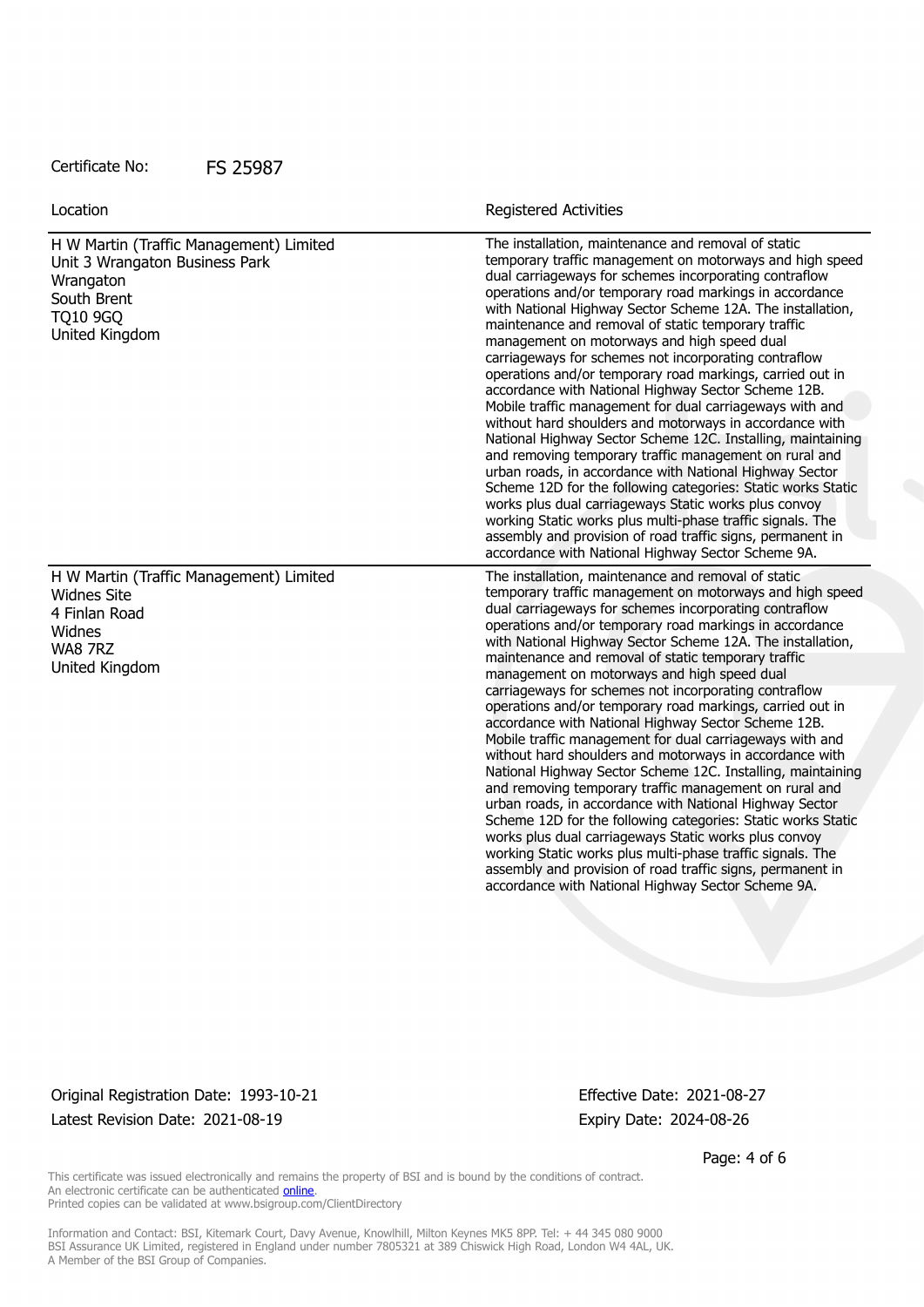Certificate No: FS 25987

| Location | Registered Activities |
| --- | --- |
| H W Martin (Traffic Management) Limited<br>Unit 3 Wrangaton Business Park<br>Wrangaton<br>South Brent<br>TQ10 9GQ<br>United Kingdom | The installation, maintenance and removal of static temporary traffic management on motorways and high speed dual carriageways for schemes incorporating contraflow operations and/or temporary road markings in accordance with National Highway Sector Scheme 12A. The installation, maintenance and removal of static temporary traffic management on motorways and high speed dual carriageways for schemes not incorporating contraflow operations and/or temporary road markings, carried out in accordance with National Highway Sector Scheme 12B. Mobile traffic management for dual carriageways with and without hard shoulders and motorways in accordance with National Highway Sector Scheme 12C. Installing, maintaining and removing temporary traffic management on rural and urban roads, in accordance with National Highway Sector Scheme 12D for the following categories: Static works Static works plus dual carriageways Static works plus convoy working Static works plus multi-phase traffic signals. The assembly and provision of road traffic signs, permanent in accordance with National Highway Sector Scheme 9A. |
| H W Martin (Traffic Management) Limited<br>Widnes Site<br>4 Finlan Road<br>Widnes<br>WA8 7RZ<br>United Kingdom | The installation, maintenance and removal of static temporary traffic management on motorways and high speed dual carriageways for schemes incorporating contraflow operations and/or temporary road markings in accordance with National Highway Sector Scheme 12A. The installation, maintenance and removal of static temporary traffic management on motorways and high speed dual carriageways for schemes not incorporating contraflow operations and/or temporary road markings, carried out in accordance with National Highway Sector Scheme 12B. Mobile traffic management for dual carriageways with and without hard shoulders and motorways in accordance with National Highway Sector Scheme 12C. Installing, maintaining and removing temporary traffic management on rural and urban roads, in accordance with National Highway Sector Scheme 12D for the following categories: Static works Static works plus dual carriageways Static works plus convoy working Static works plus multi-phase traffic signals. The assembly and provision of road traffic signs, permanent in accordance with National Highway Sector Scheme 9A. |

Original Registration Date: 1993-10-21
Latest Revision Date: 2021-08-19

Effective Date: 2021-08-27
Expiry Date: 2024-08-26

This certificate was issued electronically and remains the property of BSI and is bound by the conditions of contract.
An electronic certificate can be authenticated online.
Printed copies can be validated at www.bsigroup.com/ClientDirectory

Information and Contact: BSI, Kitemark Court, Davy Avenue, Knowlhill, Milton Keynes MK5 8PP. Tel: + 44 345 080 9000
BSI Assurance UK Limited, registered in England under number 7805321 at 389 Chiswick High Road, London W4 4AL, UK.
A Member of the BSI Group of Companies.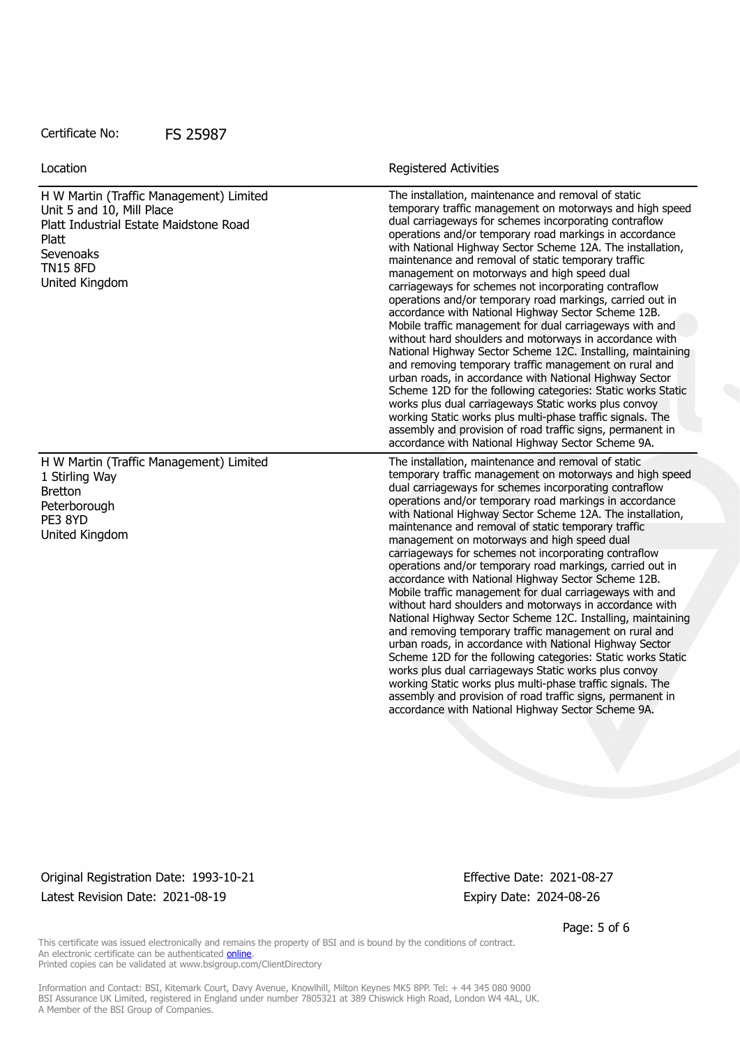Certificate No: FS 25987

| Location | Registered Activities |
| --- | --- |
| H W Martin (Traffic Management) Limited<br>Unit 5 and 10, Mill Place<br>Platt Industrial Estate Maidstone Road<br>Platt<br>Sevenoaks<br>TN15 8FD<br>United Kingdom | The installation, maintenance and removal of static temporary traffic management on motorways and high speed dual carriageways for schemes incorporating contraflow operations and/or temporary road markings in accordance with National Highway Sector Scheme 12A. The installation, maintenance and removal of static temporary traffic management on motorways and high speed dual carriageways for schemes not incorporating contraflow operations and/or temporary road markings, carried out in accordance with National Highway Sector Scheme 12B. Mobile traffic management for dual carriageways with and without hard shoulders and motorways in accordance with National Highway Sector Scheme 12C. Installing, maintaining and removing temporary traffic management on rural and urban roads, in accordance with National Highway Sector Scheme 12D for the following categories: Static works Static works plus dual carriageways Static works plus convoy working Static works plus multi-phase traffic signals. The assembly and provision of road traffic signs, permanent in accordance with National Highway Sector Scheme 9A. |
| H W Martin (Traffic Management) Limited<br>1 Stirling Way<br>Bretton<br>Peterborough<br>PE3 8YD<br>United Kingdom | The installation, maintenance and removal of static temporary traffic management on motorways and high speed dual carriageways for schemes incorporating contraflow operations and/or temporary road markings in accordance with National Highway Sector Scheme 12A. The installation, maintenance and removal of static temporary traffic management on motorways and high speed dual carriageways for schemes not incorporating contraflow operations and/or temporary road markings, carried out in accordance with National Highway Sector Scheme 12B. Mobile traffic management for dual carriageways with and without hard shoulders and motorways in accordance with National Highway Sector Scheme 12C. Installing, maintaining and removing temporary traffic management on rural and urban roads, in accordance with National Highway Sector Scheme 12D for the following categories: Static works Static works plus dual carriageways Static works plus convoy working Static works plus multi-phase traffic signals. The assembly and provision of road traffic signs, permanent in accordance with National Highway Sector Scheme 9A. |

Original Registration Date: 1993-10-21
Latest Revision Date: 2021-08-19

Effective Date: 2021-08-27
Expiry Date: 2024-08-26

This certificate was issued electronically and remains the property of BSI and is bound by the conditions of contract.
An electronic certificate can be authenticated online.
Printed copies can be validated at www.bsigroup.com/ClientDirectory

Information and Contact: BSI, Kitemark Court, Davy Avenue, Knowlhill, Milton Keynes MK5 8PP. Tel: + 44 345 080 9000
BSI Assurance UK Limited, registered in England under number 7805321 at 389 Chiswick High Road, London W4 4AL, UK.
A Member of the BSI Group of Companies.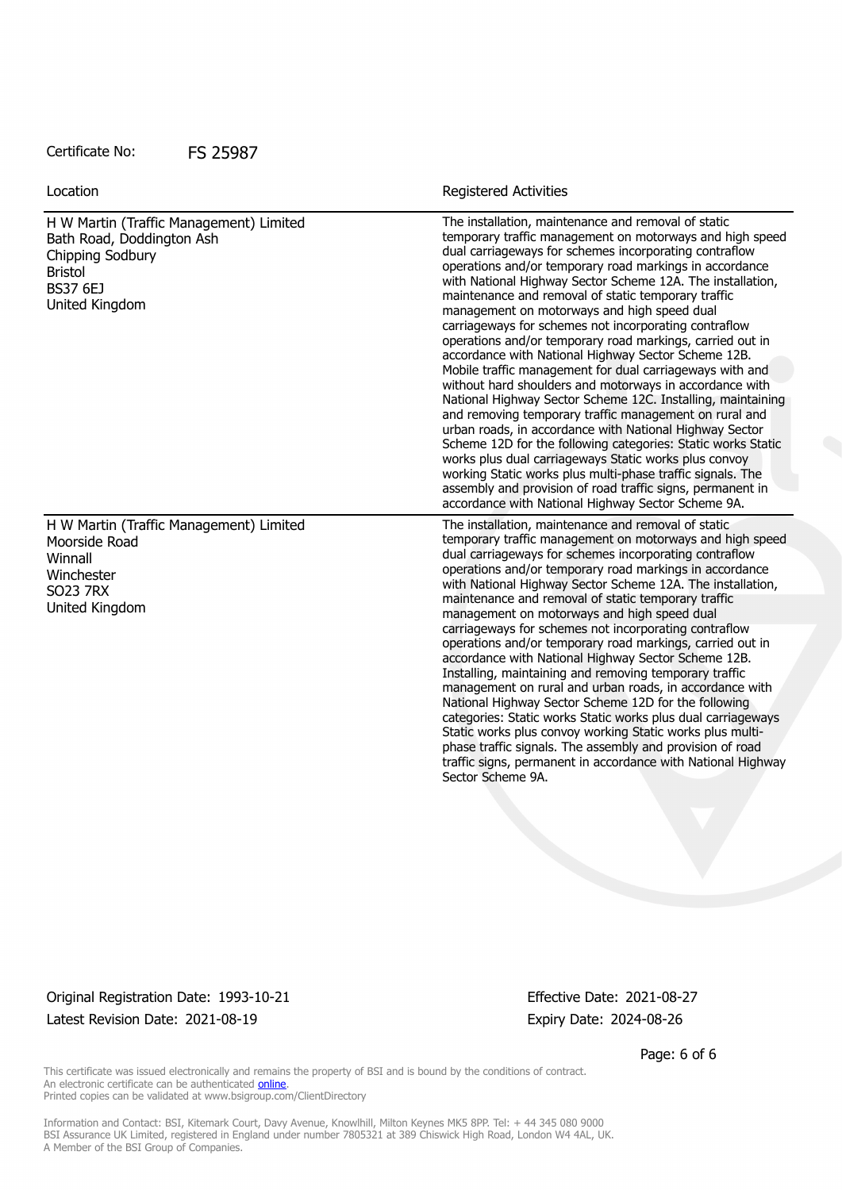Certificate No: FS 25987

| Location | Registered Activities |
| --- | --- |
| H W Martin (Traffic Management) Limited<br>Bath Road, Doddington Ash<br>Chipping Sodbury<br>Bristol<br>BS37 6EJ<br>United Kingdom | The installation, maintenance and removal of static temporary traffic management on motorways and high speed dual carriageways for schemes incorporating contraflow operations and/or temporary road markings in accordance with National Highway Sector Scheme 12A. The installation, maintenance and removal of static temporary traffic management on motorways and high speed dual carriageways for schemes not incorporating contraflow operations and/or temporary road markings, carried out in accordance with National Highway Sector Scheme 12B. Mobile traffic management for dual carriageways with and without hard shoulders and motorways in accordance with National Highway Sector Scheme 12C. Installing, maintaining and removing temporary traffic management on rural and urban roads, in accordance with National Highway Sector Scheme 12D for the following categories: Static works Static works plus dual carriageways Static works plus convoy working Static works plus multi-phase traffic signals. The assembly and provision of road traffic signs, permanent in accordance with National Highway Sector Scheme 9A. |
| H W Martin (Traffic Management) Limited<br>Moorside Road<br>Winnall<br>Winchester<br>SO23 7RX<br>United Kingdom | The installation, maintenance and removal of static temporary traffic management on motorways and high speed dual carriageways for schemes incorporating contraflow operations and/or temporary road markings in accordance with National Highway Sector Scheme 12A. The installation, maintenance and removal of static temporary traffic management on motorways and high speed dual carriageways for schemes not incorporating contraflow operations and/or temporary road markings, carried out in accordance with National Highway Sector Scheme 12B. Installing, maintaining and removing temporary traffic management on rural and urban roads, in accordance with National Highway Sector Scheme 12D for the following categories: Static works Static works plus dual carriageways Static works plus convoy working Static works plus multi-phase traffic signals. The assembly and provision of road traffic signs, permanent in accordance with National Highway Sector Scheme 9A. |

Original Registration Date: 1993-10-21
Latest Revision Date: 2021-08-19

Effective Date: 2021-08-27
Expiry Date: 2024-08-26

This certificate was issued electronically and remains the property of BSI and is bound by the conditions of contract.
An electronic certificate can be authenticated online.
Printed copies can be validated at www.bsigroup.com/ClientDirectory

Information and Contact: BSI, Kitemark Court, Davy Avenue, Knowlhill, Milton Keynes MK5 8PP. Tel: + 44 345 080 9000
BSI Assurance UK Limited, registered in England under number 7805321 at 389 Chiswick High Road, London W4 4AL, UK.
A Member of the BSI Group of Companies.